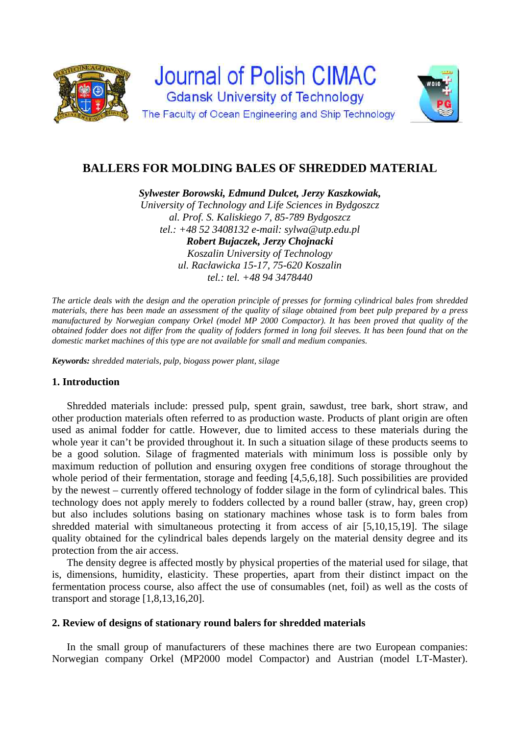Journal of Polish CIMAC

Gdansk University of Technology

The Faculty of Ocean Engineering and Ship Technology

# BALLERS FOR MOLDING BALES OF SHREDDED MATERIAL

***Sylwester Borowski, Edmund Dulcet, Jerzy Kaszkowiak,***
*University of Technology and Life Sciences in Bydgoszcz*
*al. Prof. S. Kaliskiego 7, 85-789 Bydgoszcz*
*tel.: +48 52 3408132 e-mail: sylwa@utp.edu.pl*
***Robert Bujaczek, Jerzy Chojnacki***
*Koszalin University of Technology*
*ul. Racławicka 15-17, 75-620 Koszalin*
*tel.: tel. +48 94 3478440*

*The article deals with the design and the operation principle of presses for forming cylindrical bales from shredded materials, there has been made an assessment of the quality of silage obtained from beet pulp prepared by a press manufactured by Norwegian company Orkel (model MP 2000 Compactor). It has been proved that quality of the obtained fodder does not differ from the quality of fodders formed in long foil sleeves. It has been found that on the domestic market machines of this type are not available for small and medium companies.*

***Keywords:*** *shredded materials, pulp, biogass power plant, silage*

## 1. Introduction

Shredded materials include: pressed pulp, spent grain, sawdust, tree bark, short straw, and other production materials often referred to as production waste. Products of plant origin are often used as animal fodder for cattle. However, due to limited access to these materials during the whole year it can't be provided throughout it. In such a situation silage of these products seems to be a good solution. Silage of fragmented materials with minimum loss is possible only by maximum reduction of pollution and ensuring oxygen free conditions of storage throughout the whole period of their fermentation, storage and feeding [4,5,6,18]. Such possibilities are provided by the newest – currently offered technology of fodder silage in the form of cylindrical bales. This technology does not apply merely to fodders collected by a round baller (straw, hay, green crop) but also includes solutions basing on stationary machines whose task is to form bales from shredded material with simultaneous protecting it from access of air [5,10,15,19]. The silage quality obtained for the cylindrical bales depends largely on the material density degree and its protection from the air access.

The density degree is affected mostly by physical properties of the material used for silage, that is, dimensions, humidity, elasticity. These properties, apart from their distinct impact on the fermentation process course, also affect the use of consumables (net, foil) as well as the costs of transport and storage [1,8,13,16,20].

## 2. Review of designs of stationary round balers for shredded materials

In the small group of manufacturers of these machines there are two European companies: Norwegian company Orkel (MP2000 model Compactor) and Austrian (model LT-Master).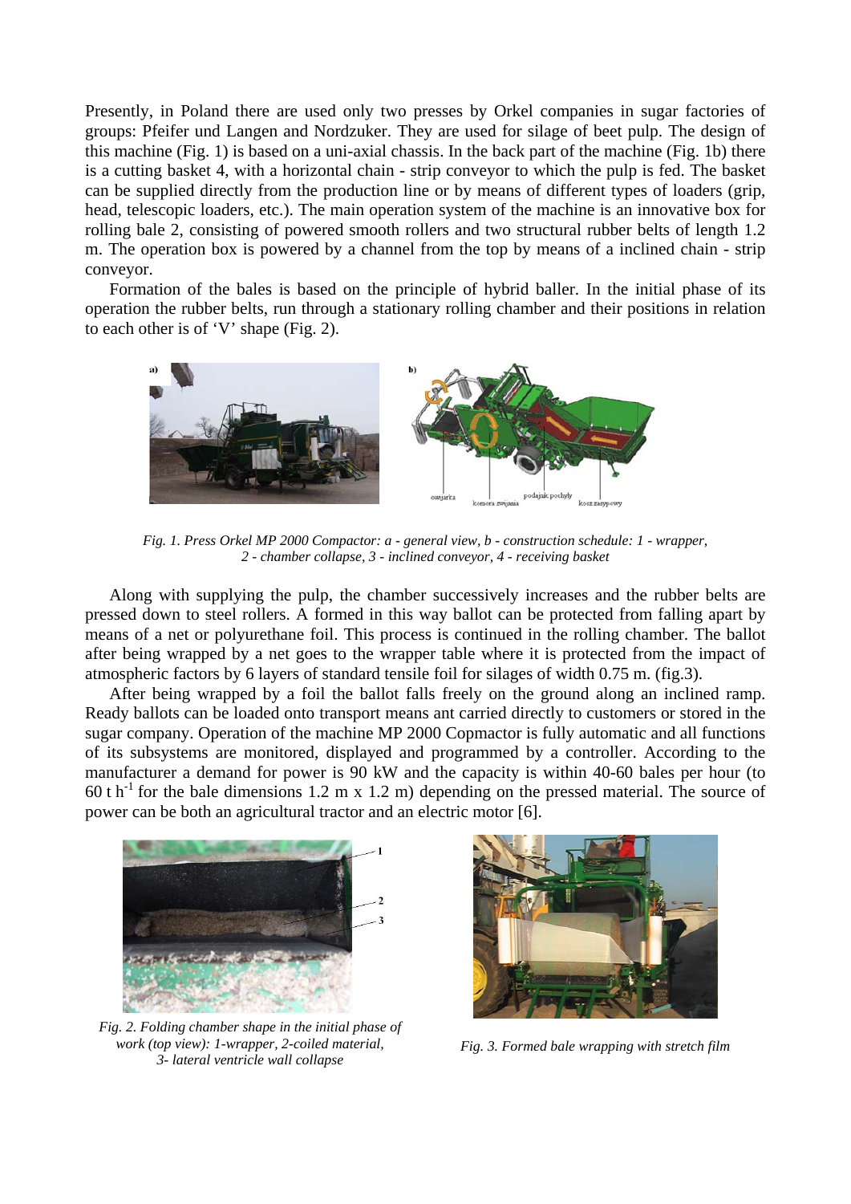Presently, in Poland there are used only two presses by Orkel companies in sugar factories of groups: Pfeifer und Langen and Nordzuker. They are used for silage of beet pulp. The design of this machine (Fig. 1) is based on a uni-axial chassis. In the back part of the machine (Fig. 1b) there is a cutting basket 4, with a horizontal chain - strip conveyor to which the pulp is fed. The basket can be supplied directly from the production line or by means of different types of loaders (grip, head, telescopic loaders, etc.). The main operation system of the machine is an innovative box for rolling bale 2, consisting of powered smooth rollers and two structural rubber belts of length 1.2 m. The operation box is powered by a channel from the top by means of a inclined chain - strip conveyor.

Formation of the bales is based on the principle of hybrid baller. In the initial phase of its operation the rubber belts, run through a stationary rolling chamber and their positions in relation to each other is of 'V' shape (Fig. 2).

*Fig. 1. Press Orkel MP 2000 Compactor: a - general view, b - construction schedule: 1 - wrapper, 2 - chamber collapse, 3 - inclined conveyor, 4 - receiving basket*

Along with supplying the pulp, the chamber successively increases and the rubber belts are pressed down to steel rollers. A formed in this way ballot can be protected from falling apart by means of a net or polyurethane foil. This process is continued in the rolling chamber. The ballot after being wrapped by a net goes to the wrapper table where it is protected from the impact of atmospheric factors by 6 layers of standard tensile foil for silages of width 0.75 m. (fig.3).

After being wrapped by a foil the ballot falls freely on the ground along an inclined ramp. Ready ballots can be loaded onto transport means ant carried directly to customers or stored in the sugar company. Operation of the machine MP 2000 Copmactor is fully automatic and all functions of its subsystems are monitored, displayed and programmed by a controller. According to the manufacturer a demand for power is 90 kW and the capacity is within 40-60 bales per hour (to 60 t $h^{-1}$ for the bale dimensions 1.2 m x 1.2 m) depending on the pressed material. The source of power can be both an agricultural tractor and an electric motor [6].

*Fig. 2. Folding chamber shape in the initial phase of work (top view): 1-wrapper, 2-coiled material, 3- lateral ventricle wall collapse*

*Fig. 3. Formed bale wrapping with stretch film*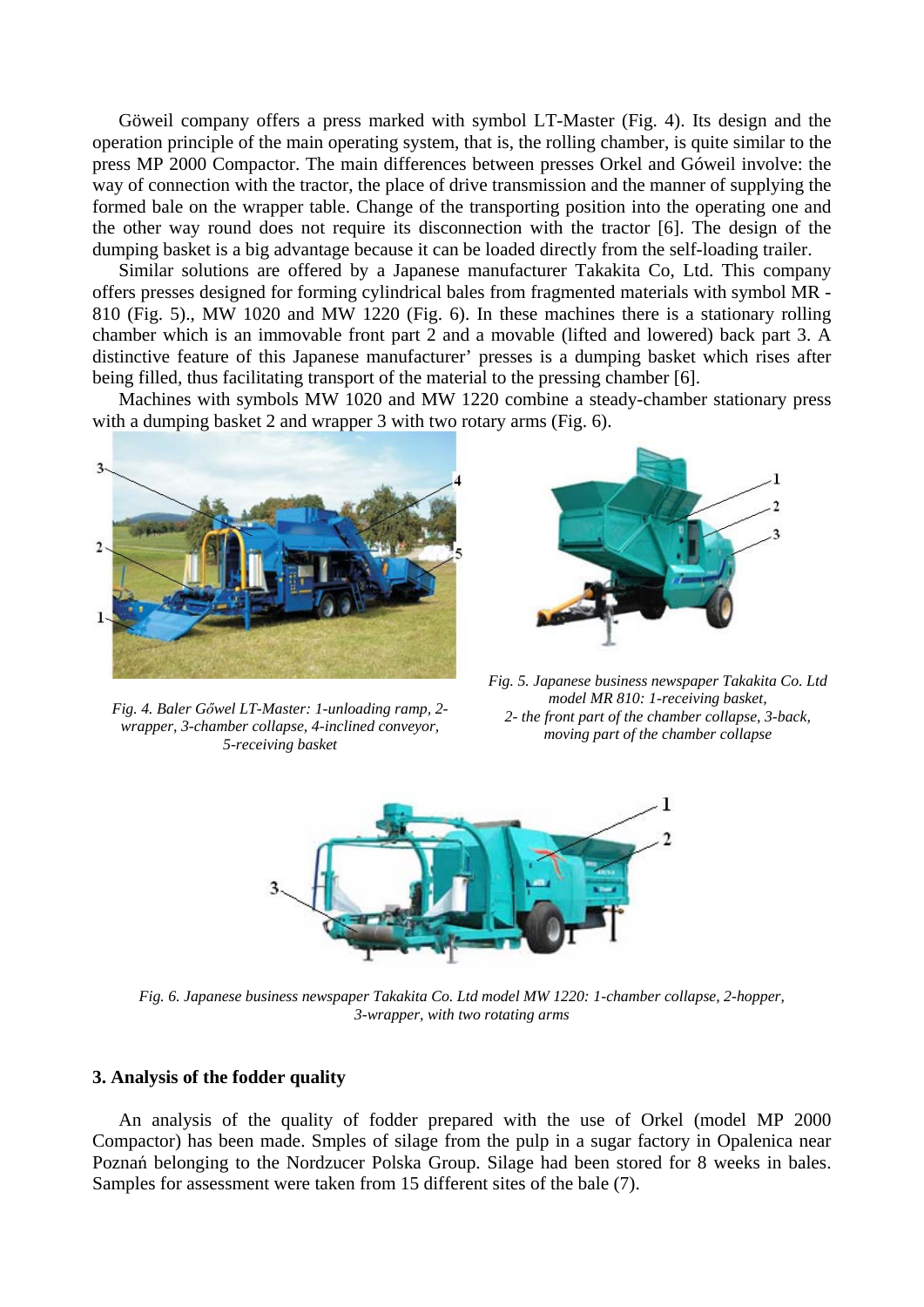Göweil company offers a press marked with symbol LT-Master (Fig. 4). Its design and the operation principle of the main operating system, that is, the rolling chamber, is quite similar to the press MP 2000 Compactor. The main differences between presses Orkel and Góweil involve: the way of connection with the tractor, the place of drive transmission and the manner of supplying the formed bale on the wrapper table. Change of the transporting position into the operating one and the other way round does not require its disconnection with the tractor [6]. The design of the dumping basket is a big advantage because it can be loaded directly from the self-loading trailer.

Similar solutions are offered by a Japanese manufacturer Takakita Co, Ltd. This company offers presses designed for forming cylindrical bales from fragmented materials with symbol MR - 810 (Fig. 5)., MW 1020 and MW 1220 (Fig. 6). In these machines there is a stationary rolling chamber which is an immovable front part 2 and a movable (lifted and lowered) back part 3. A distinctive feature of this Japanese manufacturer' presses is a dumping basket which rises after being filled, thus facilitating transport of the material to the pressing chamber [6].

Machines with symbols MW 1020 and MW 1220 combine a steady-chamber stationary press with a dumping basket 2 and wrapper 3 with two rotary arms (Fig. 6).

*Fig. 4. Baler Gőwel LT-Master: 1-unloading ramp, 2-wrapper, 3-chamber collapse, 4-inclined conveyor, 5-receiving basket*

*Fig. 5. Japanese business newspaper Takakita Co. Ltd model MR 810: 1-receiving basket, 2- the front part of the chamber collapse, 3-back, moving part of the chamber collapse*

*Fig. 6. Japanese business newspaper Takakita Co. Ltd model MW 1220: 1-chamber collapse, 2-hopper, 3-wrapper, with two rotating arms*

### 3. Analysis of the fodder quality

An analysis of the quality of fodder prepared with the use of Orkel (model MP 2000 Compactor) has been made. Smples of silage from the pulp in a sugar factory in Opalenica near Poznań belonging to the Nordzucer Polska Group. Silage had been stored for 8 weeks in bales. Samples for assessment were taken from 15 different sites of the bale (7).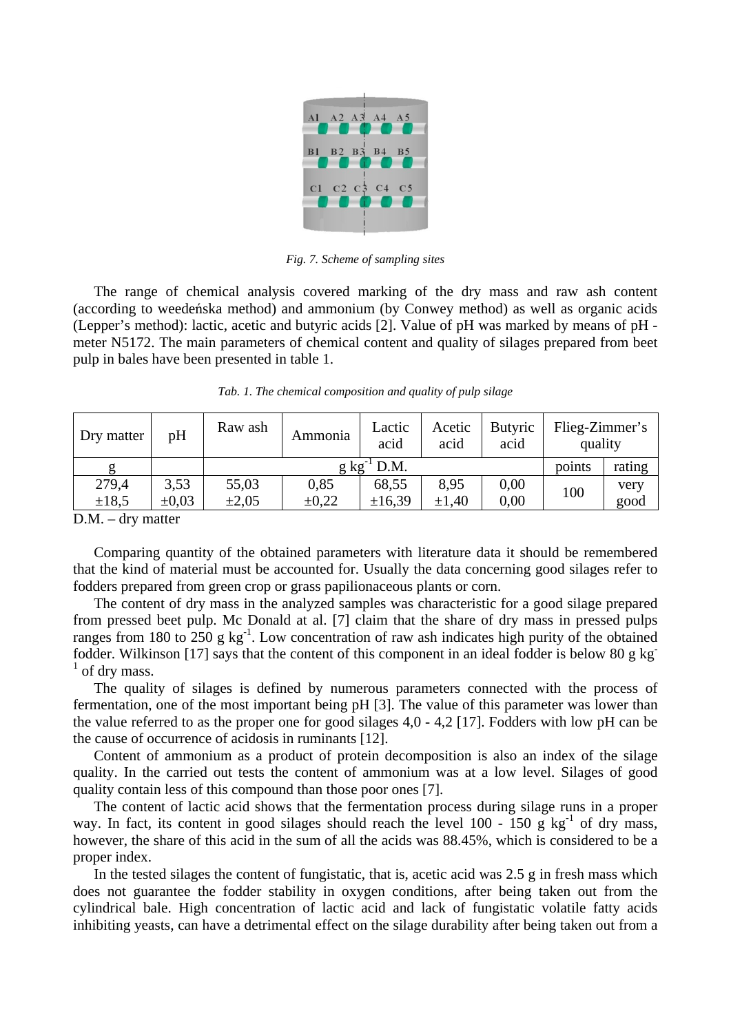*Fig. 7. Scheme of sampling sites*

The range of chemical analysis covered marking of the dry mass and raw ash content (according to weedeńska method) and ammonium (by Conwey method) as well as organic acids (Lepper's method): lactic, acetic and butyric acids [2]. Value of pH was marked by means of pH - meter N5172. The main parameters of chemical content and quality of silages prepared from beet pulp in bales have been presented in table 1.

*Tab. 1. The chemical composition and quality of pulp silage*

| Dry matter | pH | Raw ash | Ammonia | Lactic acid | Acetic acid | Butyric acid | Flieg-Zimmer's quality | |
|---|---|---|---|---|---|---|---|---|
| g | | $g\ kg^{-1}$ D.M. | | | | | points | rating |
| 279,4 ±18,5 | 3,53 ±0,03 | 55,03 ±2,05 | 0,85 ±0,22 | 68,55 ±16,39 | 8,95 ±1,40 | 0,00 0,00 | 100 | very good |

D.M. – dry matter

Comparing quantity of the obtained parameters with literature data it should be remembered that the kind of material must be accounted for. Usually the data concerning good silages refer to fodders prepared from green crop or grass papilionaceous plants or corn.

The content of dry mass in the analyzed samples was characteristic for a good silage prepared from pressed beet pulp. Mc Donald at al. [7] claim that the share of dry mass in pressed pulps ranges from 180 to 250 $g\ kg^{-1}$. Low concentration of raw ash indicates high purity of the obtained fodder. Wilkinson [17] says that the content of this component in an ideal fodder is below 80 $g\ kg^{-1}$ of dry mass.

The quality of silages is defined by numerous parameters connected with the process of fermentation, one of the most important being pH [3]. The value of this parameter was lower than the value referred to as the proper one for good silages 4,0 - 4,2 [17]. Fodders with low pH can be the cause of occurrence of acidosis in ruminants [12].

Content of ammonium as a product of protein decomposition is also an index of the silage quality. In the carried out tests the content of ammonium was at a low level. Silages of good quality contain less of this compound than those poor ones [7].

The content of lactic acid shows that the fermentation process during silage runs in a proper way. In fact, its content in good silages should reach the level 100 - 150 $g\ kg^{-1}$ of dry mass, however, the share of this acid in the sum of all the acids was 88.45%, which is considered to be a proper index.

In the tested silages the content of fungistatic, that is, acetic acid was 2.5 g in fresh mass which does not guarantee the fodder stability in oxygen conditions, after being taken out from the cylindrical bale. High concentration of lactic acid and lack of fungistatic volatile fatty acids inhibiting yeasts, can have a detrimental effect on the silage durability after being taken out from a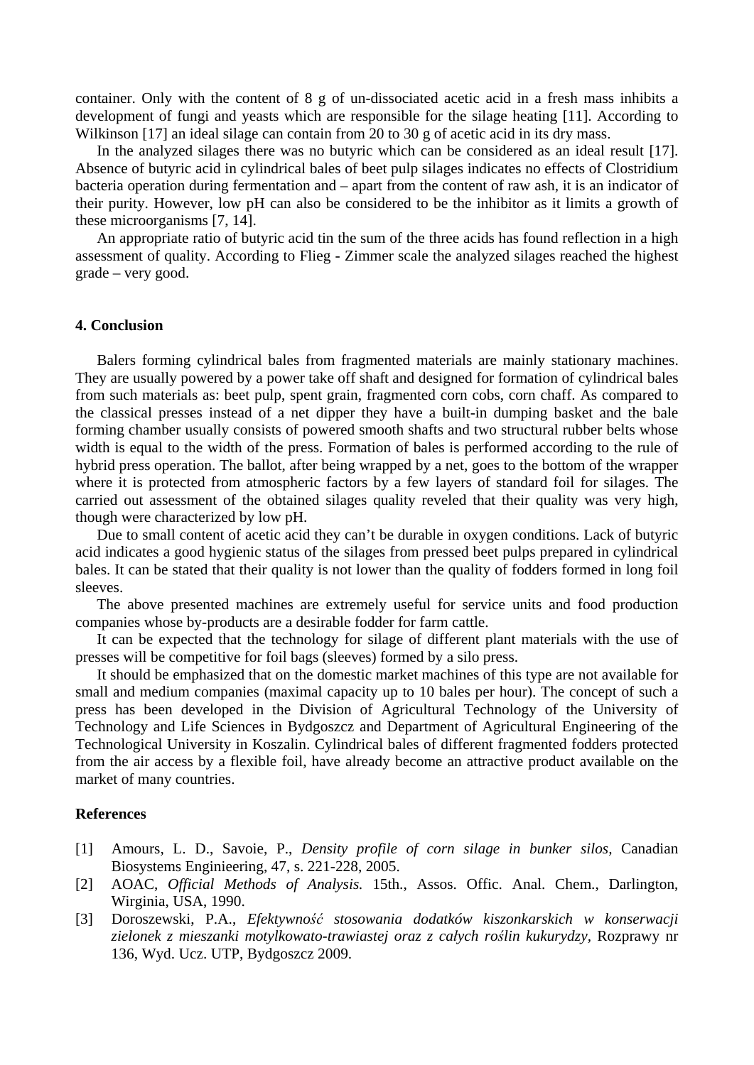container. Only with the content of 8 g of un-dissociated acetic acid in a fresh mass inhibits a development of fungi and yeasts which are responsible for the silage heating [11]. According to Wilkinson [17] an ideal silage can contain from 20 to 30 g of acetic acid in its dry mass.

In the analyzed silages there was no butyric which can be considered as an ideal result [17]. Absence of butyric acid in cylindrical bales of beet pulp silages indicates no effects of Clostridium bacteria operation during fermentation and – apart from the content of raw ash, it is an indicator of their purity. However, low pH can also be considered to be the inhibitor as it limits a growth of these microorganisms [7, 14].

An appropriate ratio of butyric acid tin the sum of the three acids has found reflection in a high assessment of quality. According to Flieg - Zimmer scale the analyzed silages reached the highest grade – very good.

## 4. Conclusion

Balers forming cylindrical bales from fragmented materials are mainly stationary machines. They are usually powered by a power take off shaft and designed for formation of cylindrical bales from such materials as: beet pulp, spent grain, fragmented corn cobs, corn chaff. As compared to the classical presses instead of a net dipper they have a built-in dumping basket and the bale forming chamber usually consists of powered smooth shafts and two structural rubber belts whose width is equal to the width of the press. Formation of bales is performed according to the rule of hybrid press operation. The ballot, after being wrapped by a net, goes to the bottom of the wrapper where it is protected from atmospheric factors by a few layers of standard foil for silages. The carried out assessment of the obtained silages quality reveled that their quality was very high, though were characterized by low pH.

Due to small content of acetic acid they can't be durable in oxygen conditions. Lack of butyric acid indicates a good hygienic status of the silages from pressed beet pulps prepared in cylindrical bales. It can be stated that their quality is not lower than the quality of fodders formed in long foil sleeves.

The above presented machines are extremely useful for service units and food production companies whose by-products are a desirable fodder for farm cattle.

It can be expected that the technology for silage of different plant materials with the use of presses will be competitive for foil bags (sleeves) formed by a silo press.

It should be emphasized that on the domestic market machines of this type are not available for small and medium companies (maximal capacity up to 10 bales per hour). The concept of such a press has been developed in the Division of Agricultural Technology of the University of Technology and Life Sciences in Bydgoszcz and Department of Agricultural Engineering of the Technological University in Koszalin. Cylindrical bales of different fragmented fodders protected from the air access by a flexible foil, have already become an attractive product available on the market of many countries.

## References

[1] Amours, L. D., Savoie, P., *Density profile of corn silage in bunker silos*, Canadian Biosystems Enginieering, 47, s. 221-228, 2005.

[2] AOAC, *Official Methods of Analysis.* 15th., Assos. Offic. Anal. Chem., Darlington, Wirginia, USA, 1990.

[3] Doroszewski, P.A., *Efektywność stosowania dodatków kiszonkarskich w konserwacji zielonek z mieszanki motylkowato-trawiastej oraz z całych roślin kukurydzy*, Rozprawy nr 136, Wyd. Ucz. UTP, Bydgoszcz 2009.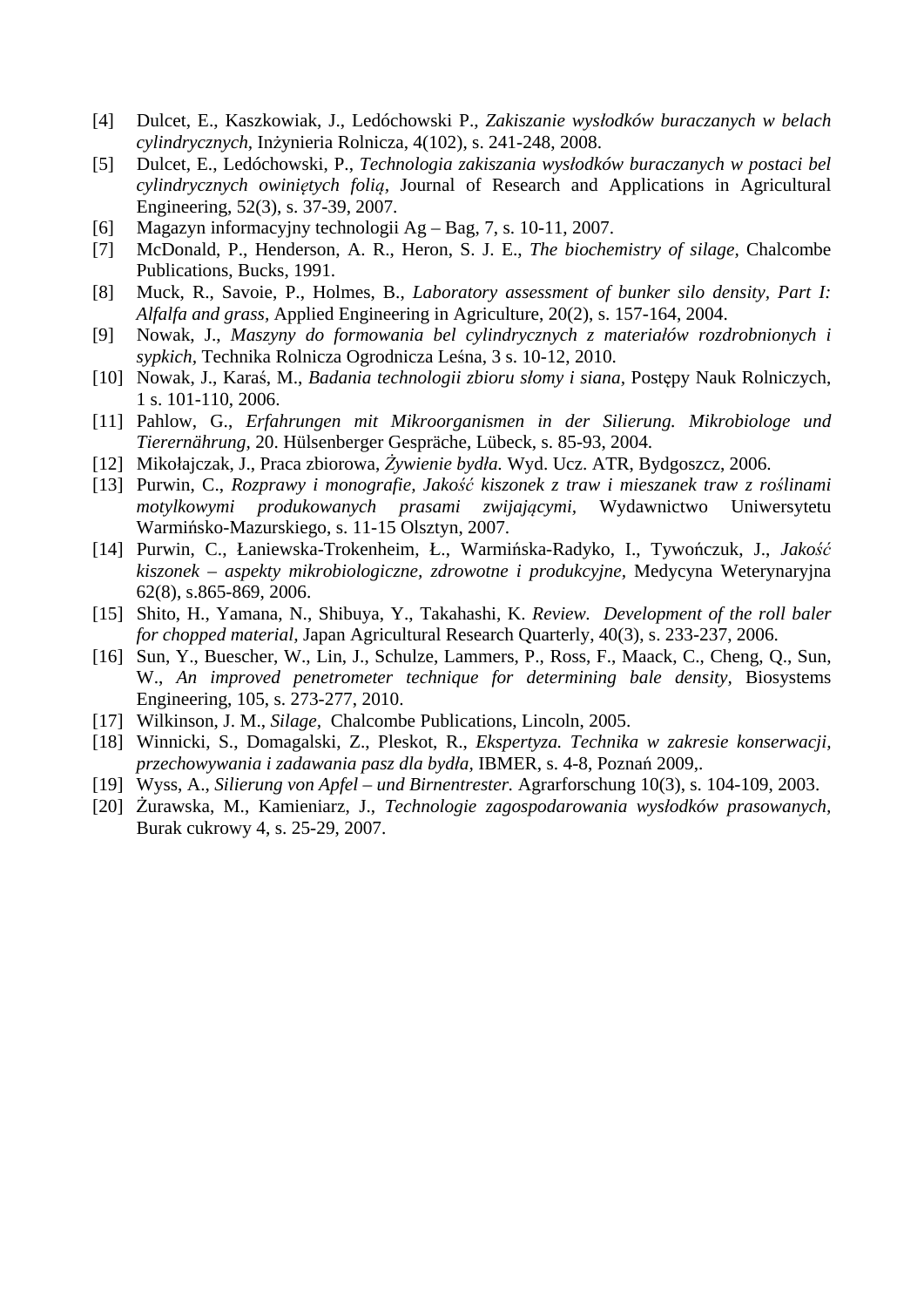[4] Dulcet, E., Kaszkowiak, J., Ledóchowski P., *Zakiszanie wysłodków buraczanych w belach cylindrycznych*, Inżynieria Rolnicza, 4(102), s. 241-248, 2008.

[5] Dulcet, E., Ledóchowski, P., *Technologia zakiszania wysłodków buraczanych w postaci bel cylindrycznych owiniętych folią*, Journal of Research and Applications in Agricultural Engineering, 52(3), s. 37-39, 2007.

[6] Magazyn informacyjny technologii Ag – Bag, 7, s. 10-11, 2007.

[7] McDonald, P., Henderson, A. R., Heron, S. J. E., *The biochemistry of silage*, Chalcombe Publications, Bucks, 1991.

[8] Muck, R., Savoie, P., Holmes, B., *Laboratory assessment of bunker silo density, Part I: Alfalfa and grass*, Applied Engineering in Agriculture, 20(2), s. 157-164, 2004.

[9] Nowak, J., *Maszyny do formowania bel cylindrycznych z materiałów rozdrobnionych i sypkich*, Technika Rolnicza Ogrodnicza Leśna, 3 s. 10-12, 2010.

[10] Nowak, J., Karaś, M., *Badania technologii zbioru słomy i siana*, Postępy Nauk Rolniczych, 1 s. 101-110, 2006.

[11] Pahlow, G., *Erfahrungen mit Mikroorganismen in der Silierung. Mikrobiologe und Tierernährung*, 20. Hülsenberger Gespräche, Lübeck, s. 85-93, 2004.

[12] Mikołajczak, J., Praca zbiorowa, *Żywienie bydła.* Wyd. Ucz. ATR, Bydgoszcz, 2006.

[13] Purwin, C., *Rozprawy i monografie, Jakość kiszonek z traw i mieszanek traw z roślinami motylkowymi produkowanych prasami zwijającymi*, Wydawnictwo Uniwersytetu Warmińsko-Mazurskiego, s. 11-15 Olsztyn, 2007.

[14] Purwin, C., Łaniewska-Trokenheim, Ł., Warmińska-Radyko, I., Tywończuk, J., *Jakość kiszonek – aspekty mikrobiologiczne, zdrowotne i produkcyjne*, Medycyna Weterynaryjna 62(8), s.865-869, 2006.

[15] Shito, H., Yamana, N., Shibuya, Y., Takahashi, K. *Review. Development of the roll baler for chopped material*, Japan Agricultural Research Quarterly, 40(3), s. 233-237, 2006.

[16] Sun, Y., Buescher, W., Lin, J., Schulze, Lammers, P., Ross, F., Maack, C., Cheng, Q., Sun, W., *An improved penetrometer technique for determining bale density*, Biosystems Engineering, 105, s. 273-277, 2010.

[17] Wilkinson, J. M., *Silage*, Chalcombe Publications, Lincoln, 2005.

[18] Winnicki, S., Domagalski, Z., Pleskot, R., *Ekspertyza. Technika w zakresie konserwacji, przechowywania i zadawania pasz dla bydła*, IBMER, s. 4-8, Poznań 2009,.

[19] Wyss, A., *Silierung von Apfel – und Birnentrester.* Agrarforschung 10(3), s. 104-109, 2003.

[20] Żurawska, M., Kamieniarz, J., *Technologie zagospodarowania wysłodków prasowanych*, Burak cukrowy 4, s. 25-29, 2007.